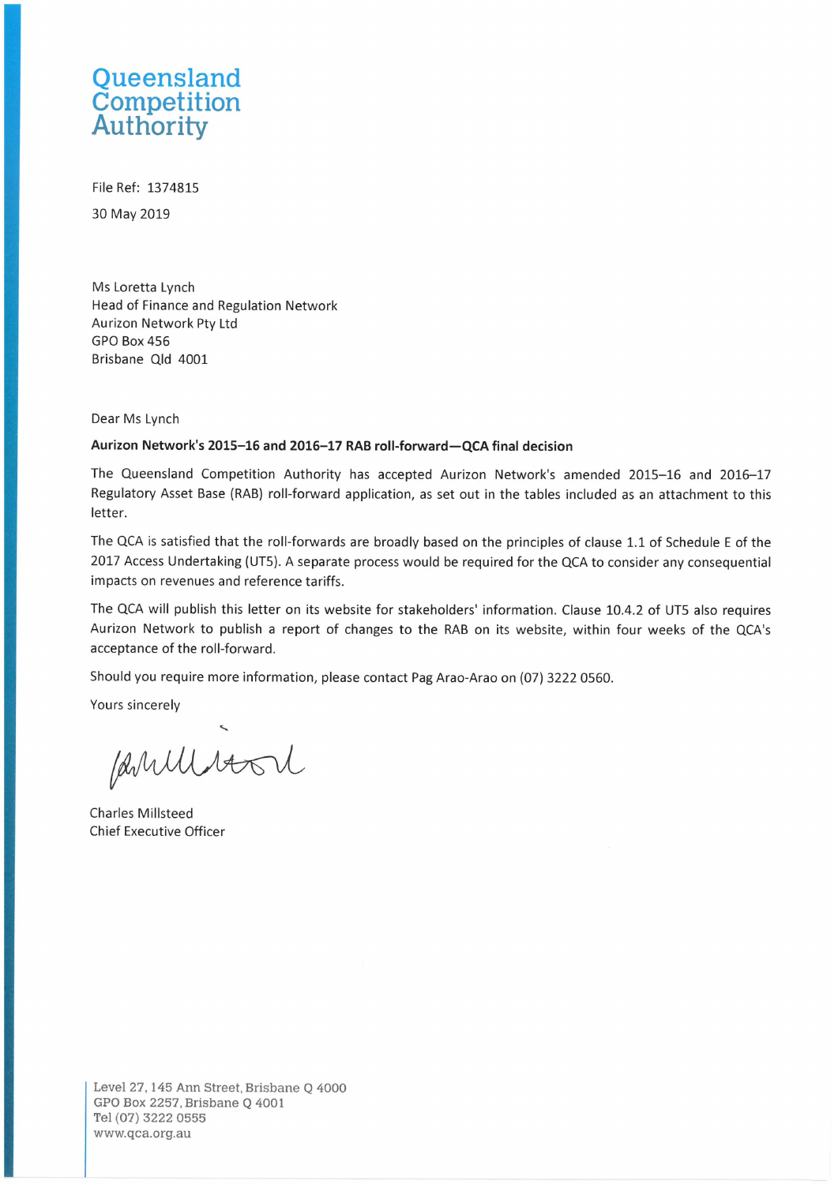Queensland
Competition
Authority

File Ref: 1374815

30 May 2019

Ms Loretta Lynch
Head of Finance and Regulation Network
Aurizon Network Pty Ltd
GPO Box 456
Brisbane Qld 4001

Dear Ms Lynch

**Aurizon Network's 2015–16 and 2016–17 RAB roll-forward—QCA final decision**

The Queensland Competition Authority has accepted Aurizon Network's amended 2015–16 and 2016–17 Regulatory Asset Base (RAB) roll-forward application, as set out in the tables included as an attachment to this letter.

The QCA is satisfied that the roll-forwards are broadly based on the principles of clause 1.1 of Schedule E of the 2017 Access Undertaking (UT5). A separate process would be required for the QCA to consider any consequential impacts on revenues and reference tariffs.

The QCA will publish this letter on its website for stakeholders' information. Clause 10.4.2 of UT5 also requires Aurizon Network to publish a report of changes to the RAB on its website, within four weeks of the QCA's acceptance of the roll-forward.

Should you require more information, please contact Pag Arao-Arao on (07) 3222 0560.

Yours sincerely

Charles Millsteed
Chief Executive Officer

Level 27, 145 Ann Street, Brisbane Q 4000
GPO Box 2257, Brisbane Q 4001
Tel (07) 3222 0555
www.qca.org.au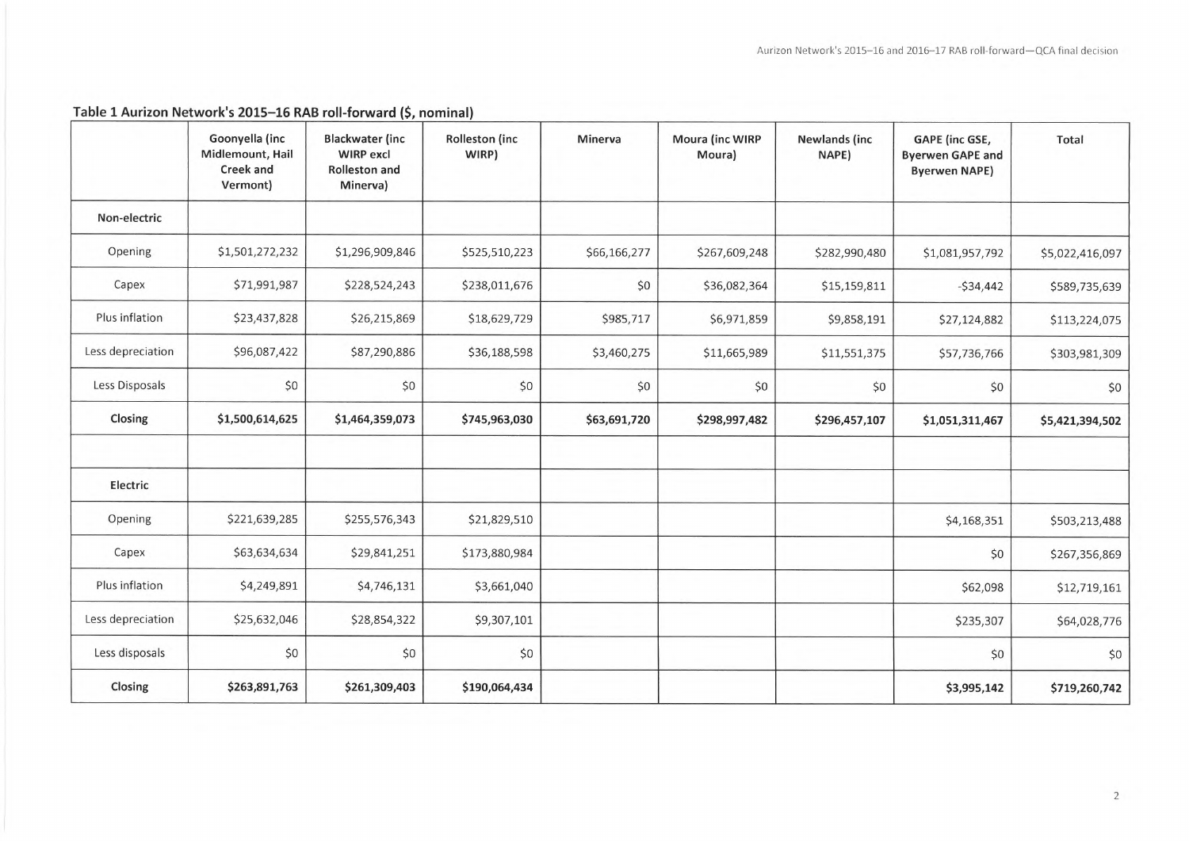**Table 1 Aurizon Network's 2015–16 RAB roll-forward ($, nominal)**

| | Goonyella (inc Midlemount, Hail Creek and Vermont) | Blackwater (inc WIRP excl Rolleston and Minerva) | Rolleston (inc WIRP) | Minerva | Moura (inc WIRP Moura) | Newlands (inc NAPE) | GAPE (inc GSE, Byerwen GAPE and Byerwen NAPE) | Total |
|---|---|---|---|---|---|---|---|---|
| **Non-electric** | | | | | | | | |
| Opening | $1,501,272,232 | $1,296,909,846 | $525,510,223 | $66,166,277 | $267,609,248 | $282,990,480 | $1,081,957,792 | $5,022,416,097 |
| Capex | $71,991,987 | $228,524,243 | $238,011,676 | $0 | $36,082,364 | $15,159,811 | -$34,442 | $589,735,639 |
| Plus inflation | $23,437,828 | $26,215,869 | $18,629,729 | $985,717 | $6,971,859 | $9,858,191 | $27,124,882 | $113,224,075 |
| Less depreciation | $96,087,422 | $87,290,886 | $36,188,598 | $3,460,275 | $11,665,989 | $11,551,375 | $57,736,766 | $303,981,309 |
| Less Disposals | $0 | $0 | $0 | $0 | $0 | $0 | $0 | $0 |
| **Closing** | **$1,500,614,625** | **$1,464,359,073** | **$745,963,030** | **$63,691,720** | **$298,997,482** | **$296,457,107** | **$1,051,311,467** | **$5,421,394,502** |
| | | | | | | | | |
| **Electric** | | | | | | | | |
| Opening | $221,639,285 | $255,576,343 | $21,829,510 | | | | $4,168,351 | $503,213,488 |
| Capex | $63,634,634 | $29,841,251 | $173,880,984 | | | | $0 | $267,356,869 |
| Plus inflation | $4,249,891 | $4,746,131 | $3,661,040 | | | | $62,098 | $12,719,161 |
| Less depreciation | $25,632,046 | $28,854,322 | $9,307,101 | | | | $235,307 | $64,028,776 |
| Less disposals | $0 | $0 | $0 | | | | $0 | $0 |
| **Closing** | **$263,891,763** | **$261,309,403** | **$190,064,434** | | | | **$3,995,142** | **$719,260,742** |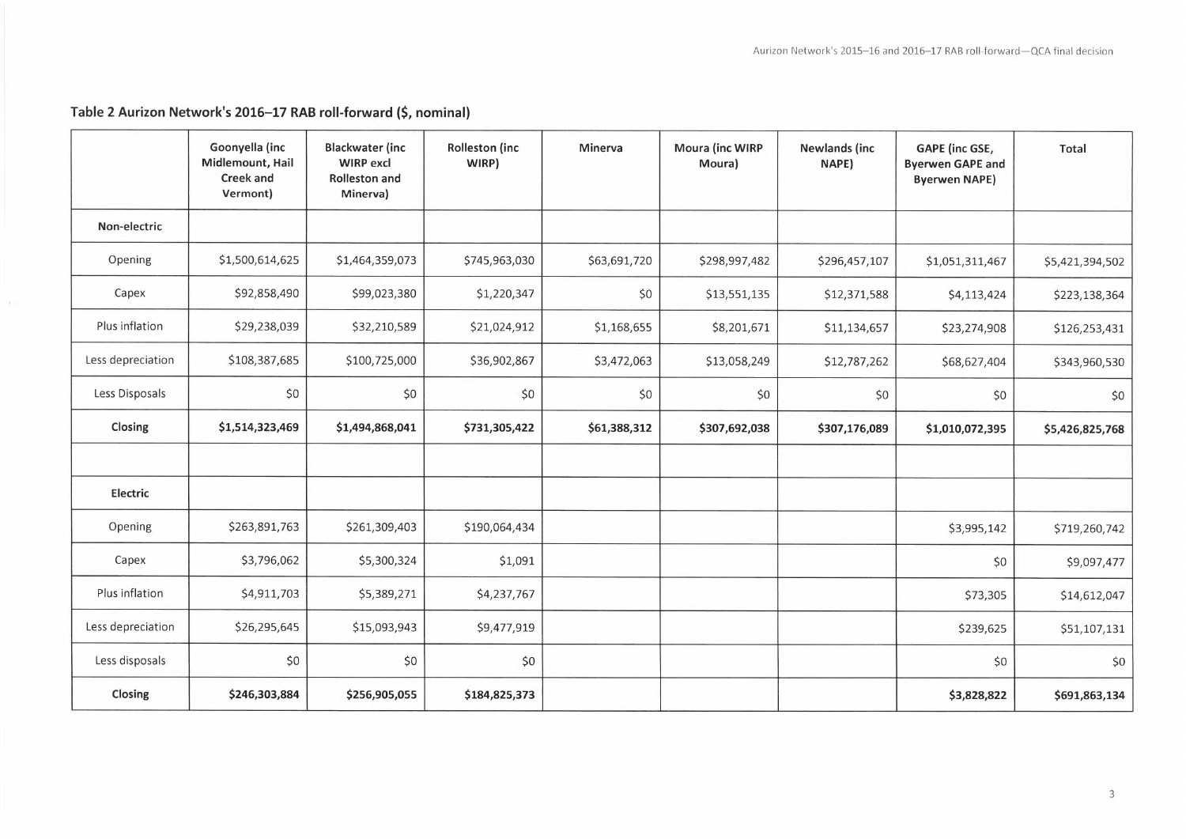**Table 2 Aurizon Network's 2016–17 RAB roll-forward ($, nominal)**

| | Goonyella (inc Midlemount, Hail Creek and Vermont) | Blackwater (inc WIRP excl Rolleston and Minerva) | Rolleston (inc WIRP) | Minerva | Moura (inc WIRP Moura) | Newlands (inc NAPE) | GAPE (inc GSE, Byerwen GAPE and Byerwen NAPE) | Total |
|---|---|---|---|---|---|---|---|---|
| **Non-electric** | | | | | | | | |
| Opening | $1,500,614,625 | $1,464,359,073 | $745,963,030 | $63,691,720 | $298,997,482 | $296,457,107 | $1,051,311,467 | $5,421,394,502 |
| Capex | $92,858,490 | $99,023,380 | $1,220,347 | $0 | $13,551,135 | $12,371,588 | $4,113,424 | $223,138,364 |
| Plus inflation | $29,238,039 | $32,210,589 | $21,024,912 | $1,168,655 | $8,201,671 | $11,134,657 | $23,274,908 | $126,253,431 |
| Less depreciation | $108,387,685 | $100,725,000 | $36,902,867 | $3,472,063 | $13,058,249 | $12,787,262 | $68,627,404 | $343,960,530 |
| Less Disposals | $0 | $0 | $0 | $0 | $0 | $0 | $0 | $0 |
| **Closing** | **$1,514,323,469** | **$1,494,868,041** | **$731,305,422** | **$61,388,312** | **$307,692,038** | **$307,176,089** | **$1,010,072,395** | **$5,426,825,768** |
| | | | | | | | | |
| **Electric** | | | | | | | | |
| Opening | $263,891,763 | $261,309,403 | $190,064,434 | | | | $3,995,142 | $719,260,742 |
| Capex | $3,796,062 | $5,300,324 | $1,091 | | | | $0 | $9,097,477 |
| Plus inflation | $4,911,703 | $5,389,271 | $4,237,767 | | | | $73,305 | $14,612,047 |
| Less depreciation | $26,295,645 | $15,093,943 | $9,477,919 | | | | $239,625 | $51,107,131 |
| Less disposals | $0 | $0 | $0 | | | | $0 | $0 |
| **Closing** | **$246,303,884** | **$256,905,055** | **$184,825,373** | | | | **$3,828,822** | **$691,863,134** |